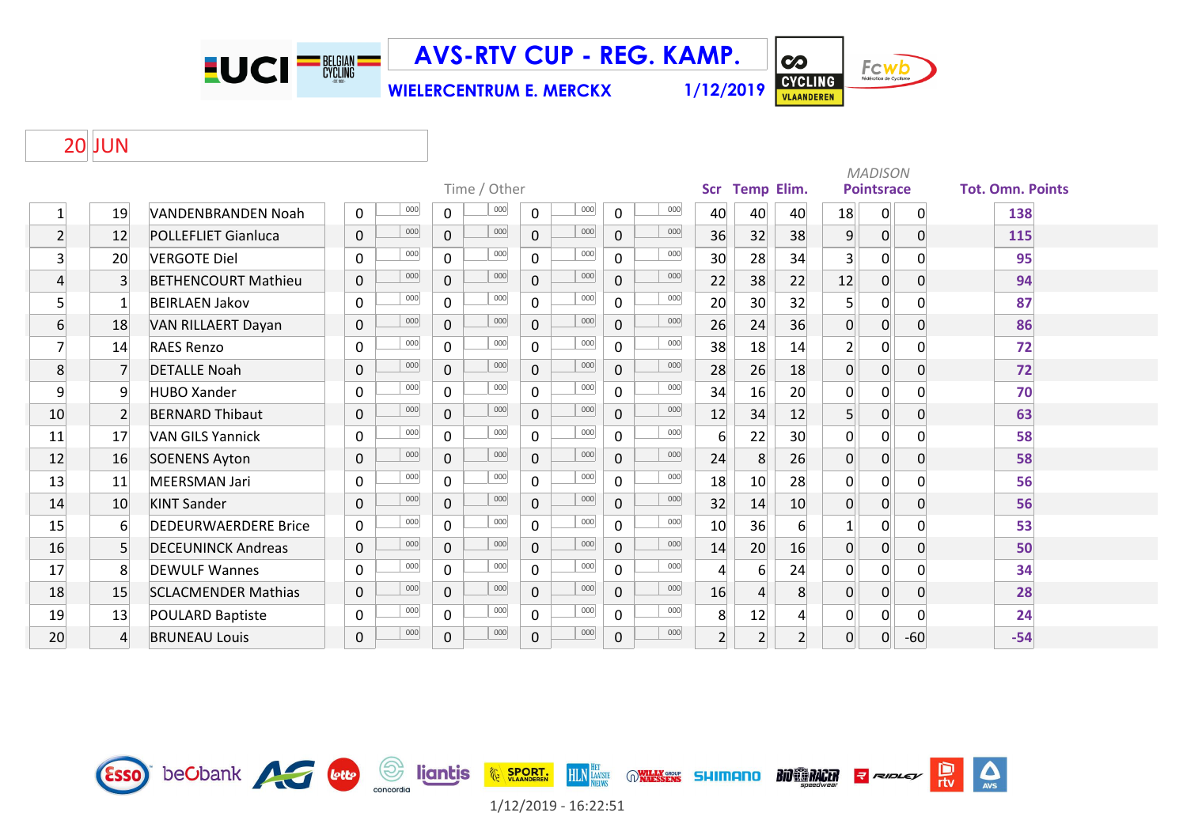# AVS-RTV CUP - REG. KAMP.

**WIELERCENTRUM E. MERCKX** 1/12/2019

20 JUN

| | | | Time / Other | | | | | | | | Scr | Temp | Elim. | MADISON Pointsrace | | | Tot. Omn. Points |
|---|---|---|---|---|---|---|---|---|---|---|---|---|---|---|---|---|---|
| 1 | 19 | VANDENBRANDEN Noah | 0 | 000 | 0 | 000 | 0 | 000 | 0 | 000 | 40 | 40 | 40 | 18 | 0 | 0 | 138 |
| 2 | 12 | POLLEFLIET Gianluca | 0 | 000 | 0 | 000 | 0 | 000 | 0 | 000 | 36 | 32 | 38 | 9 | 0 | 0 | 115 |
| 3 | 20 | VERGOTE Diel | 0 | 000 | 0 | 000 | 0 | 000 | 0 | 000 | 30 | 28 | 34 | 3 | 0 | 0 | 95 |
| 4 | 3 | BETHENCOURT Mathieu | 0 | 000 | 0 | 000 | 0 | 000 | 0 | 000 | 22 | 38 | 22 | 12 | 0 | 0 | 94 |
| 5 | 1 | BEIRLAEN Jakov | 0 | 000 | 0 | 000 | 0 | 000 | 0 | 000 | 20 | 30 | 32 | 5 | 0 | 0 | 87 |
| 6 | 18 | VAN RILLAERT Dayan | 0 | 000 | 0 | 000 | 0 | 000 | 0 | 000 | 26 | 24 | 36 | 0 | 0 | 0 | 86 |
| 7 | 14 | RAES Renzo | 0 | 000 | 0 | 000 | 0 | 000 | 0 | 000 | 38 | 18 | 14 | 2 | 0 | 0 | 72 |
| 8 | 7 | DETALLE Noah | 0 | 000 | 0 | 000 | 0 | 000 | 0 | 000 | 28 | 26 | 18 | 0 | 0 | 0 | 72 |
| 9 | 9 | HUBO Xander | 0 | 000 | 0 | 000 | 0 | 000 | 0 | 000 | 34 | 16 | 20 | 0 | 0 | 0 | 70 |
| 10 | 2 | BERNARD Thibaut | 0 | 000 | 0 | 000 | 0 | 000 | 0 | 000 | 12 | 34 | 12 | 5 | 0 | 0 | 63 |
| 11 | 17 | VAN GILS Yannick | 0 | 000 | 0 | 000 | 0 | 000 | 0 | 000 | 6 | 22 | 30 | 0 | 0 | 0 | 58 |
| 12 | 16 | SOENENS Ayton | 0 | 000 | 0 | 000 | 0 | 000 | 0 | 000 | 24 | 8 | 26 | 0 | 0 | 0 | 58 |
| 13 | 11 | MEERSMAN Jari | 0 | 000 | 0 | 000 | 0 | 000 | 0 | 000 | 18 | 10 | 28 | 0 | 0 | 0 | 56 |
| 14 | 10 | KINT Sander | 0 | 000 | 0 | 000 | 0 | 000 | 0 | 000 | 32 | 14 | 10 | 0 | 0 | 0 | 56 |
| 15 | 6 | DEDEURWAERDERE Brice | 0 | 000 | 0 | 000 | 0 | 000 | 0 | 000 | 10 | 36 | 6 | 1 | 0 | 0 | 53 |
| 16 | 5 | DECEUNINCK Andreas | 0 | 000 | 0 | 000 | 0 | 000 | 0 | 000 | 14 | 20 | 16 | 0 | 0 | 0 | 50 |
| 17 | 8 | DEWULF Wannes | 0 | 000 | 0 | 000 | 0 | 000 | 0 | 000 | 4 | 6 | 24 | 0 | 0 | 0 | 34 |
| 18 | 15 | SCLACMENDER Mathias | 0 | 000 | 0 | 000 | 0 | 000 | 0 | 000 | 16 | 4 | 8 | 0 | 0 | 0 | 28 |
| 19 | 13 | POULARD Baptiste | 0 | 000 | 0 | 000 | 0 | 000 | 0 | 000 | 8 | 12 | 4 | 0 | 0 | 0 | 24 |
| 20 | 4 | BRUNEAU Louis | 0 | 000 | 0 | 000 | 0 | 000 | 0 | 000 | 2 | 2 | 2 | 0 | 0 | -60 | -54 |

1/12/2019 - 16:22:51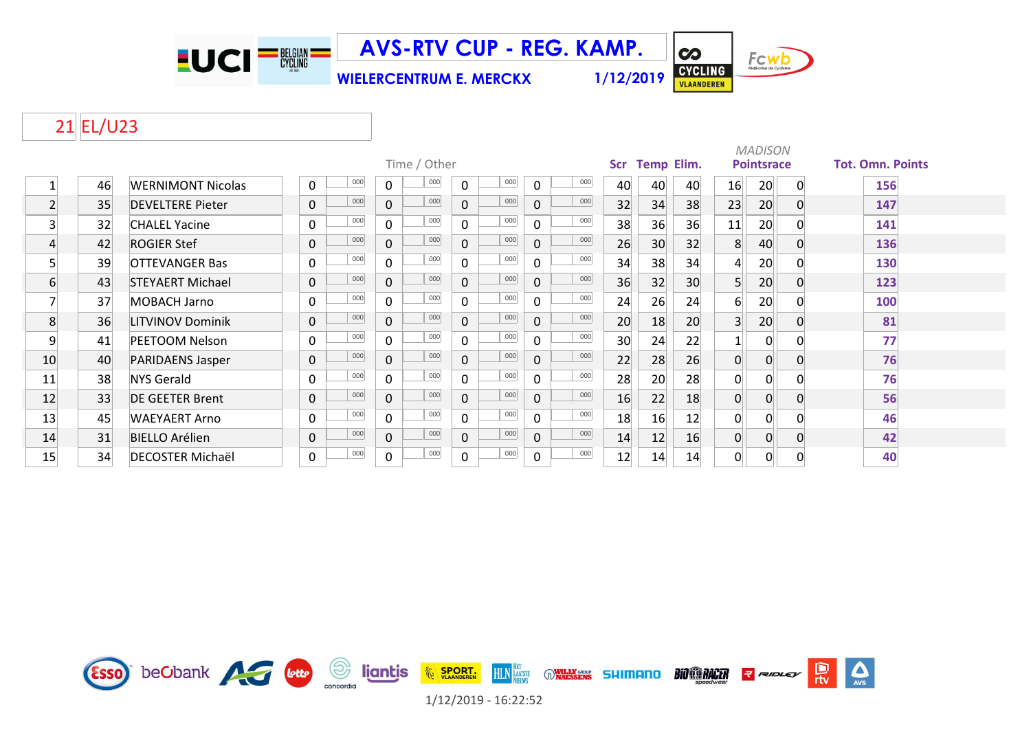# AVS-RTV CUP - REG. KAMP.

**WIELERCENTRUM E. MERCKX** 1/12/2019

## 21 EL/U23

| | | | Time / Other | | | | | | | | Scr | Temp | Elim. | MADISON Pointsrace | | | Tot. Omn. Points |
|---|---|---|---|---|---|---|---|---|---|---|---|---|---|---|---|---|---|
| 1 | 46 | WERNIMONT Nicolas | 0 | 000 | 0 | 000 | 0 | 000 | 0 | 000 | 40 | 40 | 40 | 16 | 20 | 0 | 156 |
| 2 | 35 | DEVELTERE Pieter | 0 | 000 | 0 | 000 | 0 | 000 | 0 | 000 | 32 | 34 | 38 | 23 | 20 | 0 | 147 |
| 3 | 32 | CHALEL Yacine | 0 | 000 | 0 | 000 | 0 | 000 | 0 | 000 | 38 | 36 | 36 | 11 | 20 | 0 | 141 |
| 4 | 42 | ROGIER Stef | 0 | 000 | 0 | 000 | 0 | 000 | 0 | 000 | 26 | 30 | 32 | 8 | 40 | 0 | 136 |
| 5 | 39 | OTTEVANGER Bas | 0 | 000 | 0 | 000 | 0 | 000 | 0 | 000 | 34 | 38 | 34 | 4 | 20 | 0 | 130 |
| 6 | 43 | STEYAERT Michael | 0 | 000 | 0 | 000 | 0 | 000 | 0 | 000 | 36 | 32 | 30 | 5 | 20 | 0 | 123 |
| 7 | 37 | MOBACH Jarno | 0 | 000 | 0 | 000 | 0 | 000 | 0 | 000 | 24 | 26 | 24 | 6 | 20 | 0 | 100 |
| 8 | 36 | LITVINOV Dominik | 0 | 000 | 0 | 000 | 0 | 000 | 0 | 000 | 20 | 18 | 20 | 3 | 20 | 0 | 81 |
| 9 | 41 | PEETOOM Nelson | 0 | 000 | 0 | 000 | 0 | 000 | 0 | 000 | 30 | 24 | 22 | 1 | 0 | 0 | 77 |
| 10 | 40 | PARIDAENS Jasper | 0 | 000 | 0 | 000 | 0 | 000 | 0 | 000 | 22 | 28 | 26 | 0 | 0 | 0 | 76 |
| 11 | 38 | NYS Gerald | 0 | 000 | 0 | 000 | 0 | 000 | 0 | 000 | 28 | 20 | 28 | 0 | 0 | 0 | 76 |
| 12 | 33 | DE GEETER Brent | 0 | 000 | 0 | 000 | 0 | 000 | 0 | 000 | 16 | 22 | 18 | 0 | 0 | 0 | 56 |
| 13 | 45 | WAEYAERT Arno | 0 | 000 | 0 | 000 | 0 | 000 | 0 | 000 | 18 | 16 | 12 | 0 | 0 | 0 | 46 |
| 14 | 31 | BIELLO Arélien | 0 | 000 | 0 | 000 | 0 | 000 | 0 | 000 | 14 | 12 | 16 | 0 | 0 | 0 | 42 |
| 15 | 34 | DECOSTER Michaël | 0 | 000 | 0 | 000 | 0 | 000 | 0 | 000 | 12 | 14 | 14 | 0 | 0 | 0 | 40 |

1/12/2019 - 16:22:52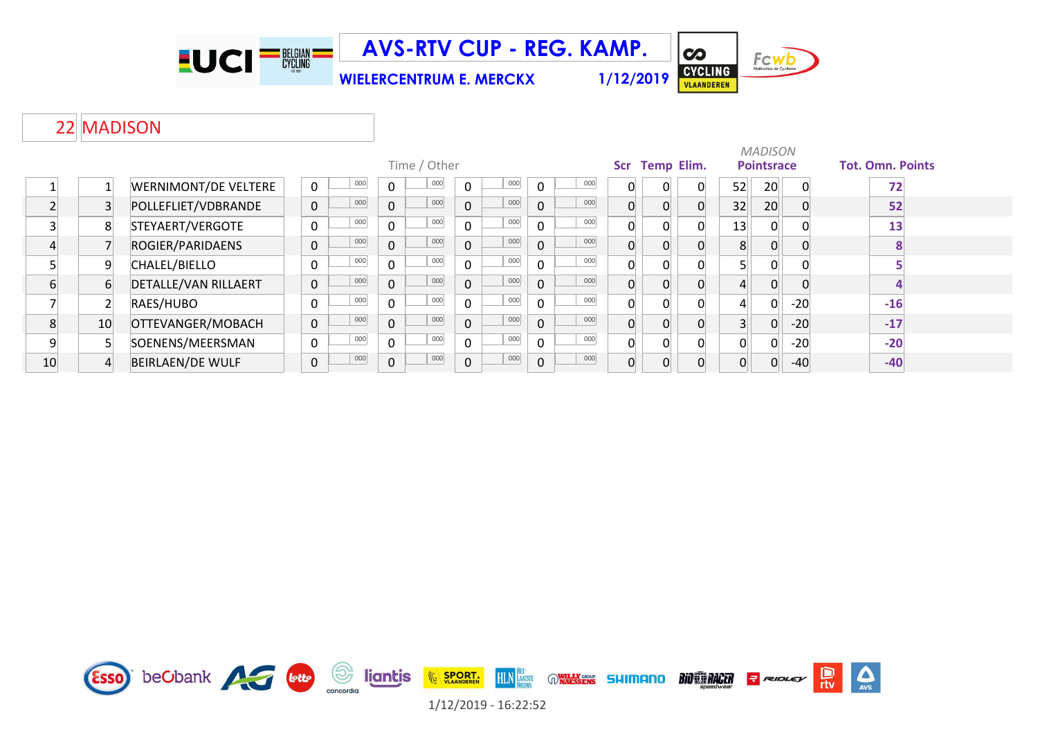# AVS-RTV CUP - REG. KAMP.

**WIELERCENTRUM E. MERCKX** 1/12/2019

## 22 MADISON

| | | | Time / Other | | | | | | | | Scr | Temp | Elim. | MADISON Pointsrace | | | Tot. Omn. Points |
|---|---|---|---|---|---|---|---|---|---|---|---|---|---|---|---|---|---|
| 1 | 1 | WERNIMONT/DE VELTERE | 0 | 000 | 0 | 000 | 0 | 000 | 0 | 000 | 0 | 0 | 0 | 52 | 20 | 0 | 72 |
| 2 | 3 | POLLEFLIET/VDBRANDE | 0 | 000 | 0 | 000 | 0 | 000 | 0 | 000 | 0 | 0 | 0 | 32 | 20 | 0 | 52 |
| 3 | 8 | STEYAERT/VERGOTE | 0 | 000 | 0 | 000 | 0 | 000 | 0 | 000 | 0 | 0 | 0 | 13 | 0 | 0 | 13 |
| 4 | 7 | ROGIER/PARIDAENS | 0 | 000 | 0 | 000 | 0 | 000 | 0 | 000 | 0 | 0 | 0 | 8 | 0 | 0 | 8 |
| 5 | 9 | CHALEL/BIELLO | 0 | 000 | 0 | 000 | 0 | 000 | 0 | 000 | 0 | 0 | 0 | 5 | 0 | 0 | 5 |
| 6 | 6 | DETALLE/VAN RILLAERT | 0 | 000 | 0 | 000 | 0 | 000 | 0 | 000 | 0 | 0 | 0 | 4 | 0 | 0 | 4 |
| 7 | 2 | RAES/HUBO | 0 | 000 | 0 | 000 | 0 | 000 | 0 | 000 | 0 | 0 | 0 | 4 | 0 | -20 | -16 |
| 8 | 10 | OTTEVANGER/MOBACH | 0 | 000 | 0 | 000 | 0 | 000 | 0 | 000 | 0 | 0 | 0 | 3 | 0 | -20 | -17 |
| 9 | 5 | SOENENS/MEERSMAN | 0 | 000 | 0 | 000 | 0 | 000 | 0 | 000 | 0 | 0 | 0 | 0 | 0 | -20 | -20 |
| 10 | 4 | BEIRLAEN/DE WULF | 0 | 000 | 0 | 000 | 0 | 000 | 0 | 000 | 0 | 0 | 0 | 0 | 0 | -40 | -40 |

1/12/2019 - 16:22:52